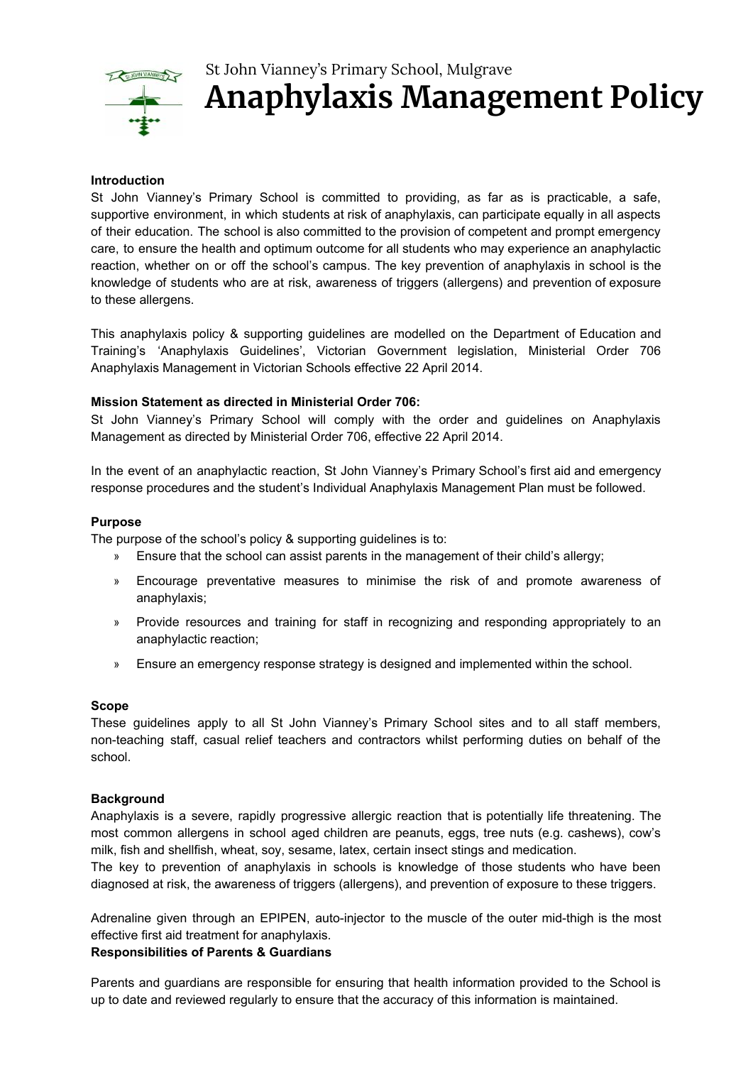St John Vianney's Primary School, Mulgrave

# Anaphylaxis Management Policy

**Introduction**

St John Vianney's Primary School is committed to providing, as far as is practicable, a safe, supportive environment, in which students at risk of anaphylaxis, can participate equally in all aspects of their education. The school is also committed to the provision of competent and prompt emergency care, to ensure the health and optimum outcome for all students who may experience an anaphylactic reaction, whether on or off the school's campus. The key prevention of anaphylaxis in school is the knowledge of students who are at risk, awareness of triggers (allergens) and prevention of exposure to these allergens.

This anaphylaxis policy & supporting guidelines are modelled on the Department of Education and Training's 'Anaphylaxis Guidelines', Victorian Government legislation, Ministerial Order 706 Anaphylaxis Management in Victorian Schools effective 22 April 2014.

**Mission Statement as directed in Ministerial Order 706:**

St John Vianney's Primary School will comply with the order and guidelines on Anaphylaxis Management as directed by Ministerial Order 706, effective 22 April 2014.

In the event of an anaphylactic reaction, St John Vianney's Primary School's first aid and emergency response procedures and the student's Individual Anaphylaxis Management Plan must be followed.

**Purpose**

The purpose of the school's policy & supporting guidelines is to:

- » Ensure that the school can assist parents in the management of their child's allergy;
- » Encourage preventative measures to minimise the risk of and promote awareness of anaphylaxis;
- » Provide resources and training for staff in recognizing and responding appropriately to an anaphylactic reaction;
- » Ensure an emergency response strategy is designed and implemented within the school.

**Scope**

These guidelines apply to all St John Vianney's Primary School sites and to all staff members, non-teaching staff, casual relief teachers and contractors whilst performing duties on behalf of the school.

**Background**

Anaphylaxis is a severe, rapidly progressive allergic reaction that is potentially life threatening. The most common allergens in school aged children are peanuts, eggs, tree nuts (e.g. cashews), cow's milk, fish and shellfish, wheat, soy, sesame, latex, certain insect stings and medication.

The key to prevention of anaphylaxis in schools is knowledge of those students who have been diagnosed at risk, the awareness of triggers (allergens), and prevention of exposure to these triggers.

Adrenaline given through an EPIPEN, auto-injector to the muscle of the outer mid-thigh is the most effective first aid treatment for anaphylaxis.

**Responsibilities of Parents & Guardians**

Parents and guardians are responsible for ensuring that health information provided to the School is up to date and reviewed regularly to ensure that the accuracy of this information is maintained.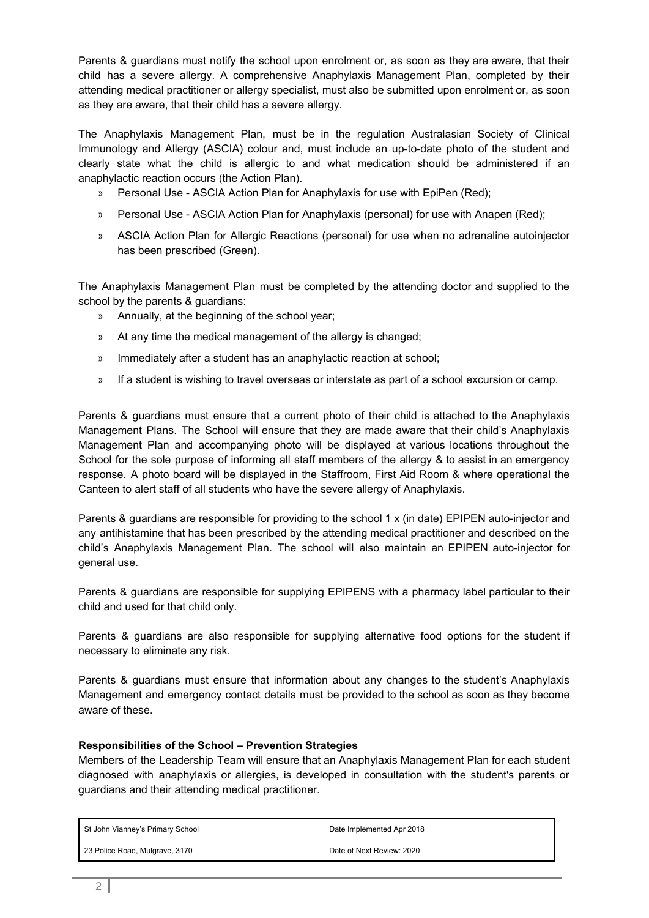Parents & guardians must notify the school upon enrolment or, as soon as they are aware, that their child has a severe allergy. A comprehensive Anaphylaxis Management Plan, completed by their attending medical practitioner or allergy specialist, must also be submitted upon enrolment or, as soon as they are aware, that their child has a severe allergy.

The Anaphylaxis Management Plan, must be in the regulation Australasian Society of Clinical Immunology and Allergy (ASCIA) colour and, must include an up-to-date photo of the student and clearly state what the child is allergic to and what medication should be administered if an anaphylactic reaction occurs (the Action Plan).

- Personal Use - ASCIA Action Plan for Anaphylaxis for use with EpiPen (Red);
- Personal Use - ASCIA Action Plan for Anaphylaxis (personal) for use with Anapen (Red);
- ASCIA Action Plan for Allergic Reactions (personal) for use when no adrenaline autoinjector has been prescribed (Green).

The Anaphylaxis Management Plan must be completed by the attending doctor and supplied to the school by the parents & guardians:

- Annually, at the beginning of the school year;
- At any time the medical management of the allergy is changed;
- Immediately after a student has an anaphylactic reaction at school;
- If a student is wishing to travel overseas or interstate as part of a school excursion or camp.

Parents & guardians must ensure that a current photo of their child is attached to the Anaphylaxis Management Plans. The School will ensure that they are made aware that their child's Anaphylaxis Management Plan and accompanying photo will be displayed at various locations throughout the School for the sole purpose of informing all staff members of the allergy & to assist in an emergency response. A photo board will be displayed in the Staffroom, First Aid Room & where operational the Canteen to alert staff of all students who have the severe allergy of Anaphylaxis.

Parents & guardians are responsible for providing to the school 1 x (in date) EPIPEN auto-injector and any antihistamine that has been prescribed by the attending medical practitioner and described on the child's Anaphylaxis Management Plan. The school will also maintain an EPIPEN auto-injector for general use.

Parents & guardians are responsible for supplying EPIPENS with a pharmacy label particular to their child and used for that child only.

Parents & guardians are also responsible for supplying alternative food options for the student if necessary to eliminate any risk.

Parents & guardians must ensure that information about any changes to the student's Anaphylaxis Management and emergency contact details must be provided to the school as soon as they become aware of these.

**Responsibilities of the School – Prevention Strategies**

Members of the Leadership Team will ensure that an Anaphylaxis Management Plan for each student diagnosed with anaphylaxis or allergies, is developed in consultation with the student's parents or guardians and their attending medical practitioner.

| St John Vianney's Primary School | Date Implemented Apr 2018 |
|---|---|
| 23 Police Road, Mulgrave, 3170 | Date of Next Review: 2020 |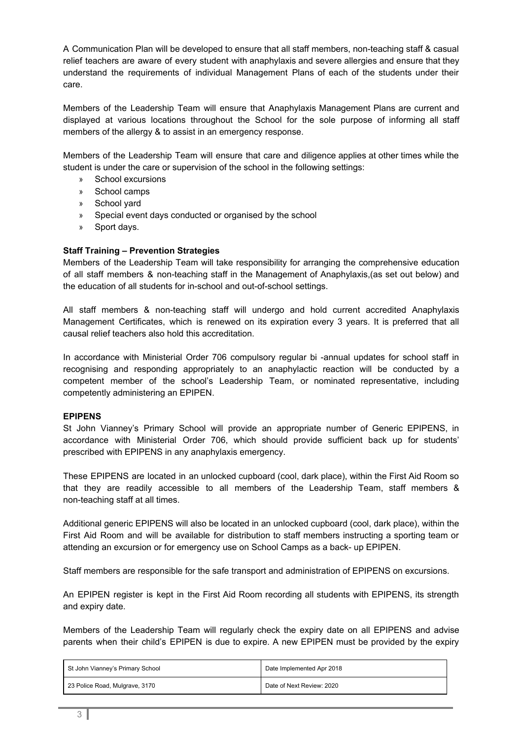A Communication Plan will be developed to ensure that all staff members, non-teaching staff & casual relief teachers are aware of every student with anaphylaxis and severe allergies and ensure that they understand the requirements of individual Management Plans of each of the students under their care.

Members of the Leadership Team will ensure that Anaphylaxis Management Plans are current and displayed at various locations throughout the School for the sole purpose of informing all staff members of the allergy & to assist in an emergency response.

Members of the Leadership Team will ensure that care and diligence applies at other times while the student is under the care or supervision of the school in the following settings:

- School excursions
- School camps
- School yard
- Special event days conducted or organised by the school
- Sport days.

**Staff Training – Prevention Strategies**

Members of the Leadership Team will take responsibility for arranging the comprehensive education of all staff members & non-teaching staff in the Management of Anaphylaxis,(as set out below) and the education of all students for in-school and out-of-school settings.

All staff members & non-teaching staff will undergo and hold current accredited Anaphylaxis Management Certificates, which is renewed on its expiration every 3 years. It is preferred that all causal relief teachers also hold this accreditation.

In accordance with Ministerial Order 706 compulsory regular bi -annual updates for school staff in recognising and responding appropriately to an anaphylactic reaction will be conducted by a competent member of the school's Leadership Team, or nominated representative, including competently administering an EPIPEN.

**EPIPENS**

St John Vianney's Primary School will provide an appropriate number of Generic EPIPENS, in accordance with Ministerial Order 706, which should provide sufficient back up for students' prescribed with EPIPENS in any anaphylaxis emergency.

These EPIPENS are located in an unlocked cupboard (cool, dark place), within the First Aid Room so that they are readily accessible to all members of the Leadership Team, staff members & non-teaching staff at all times.

Additional generic EPIPENS will also be located in an unlocked cupboard (cool, dark place), within the First Aid Room and will be available for distribution to staff members instructing a sporting team or attending an excursion or for emergency use on School Camps as a back- up EPIPEN.

Staff members are responsible for the safe transport and administration of EPIPENS on excursions.

An EPIPEN register is kept in the First Aid Room recording all students with EPIPENS, its strength and expiry date.

Members of the Leadership Team will regularly check the expiry date on all EPIPENS and advise parents when their child's EPIPEN is due to expire. A new EPIPEN must be provided by the expiry

| St John Vianney's Primary School | Date Implemented Apr 2018 |
|---|---|
| 23 Police Road, Mulgrave, 3170 | Date of Next Review: 2020 |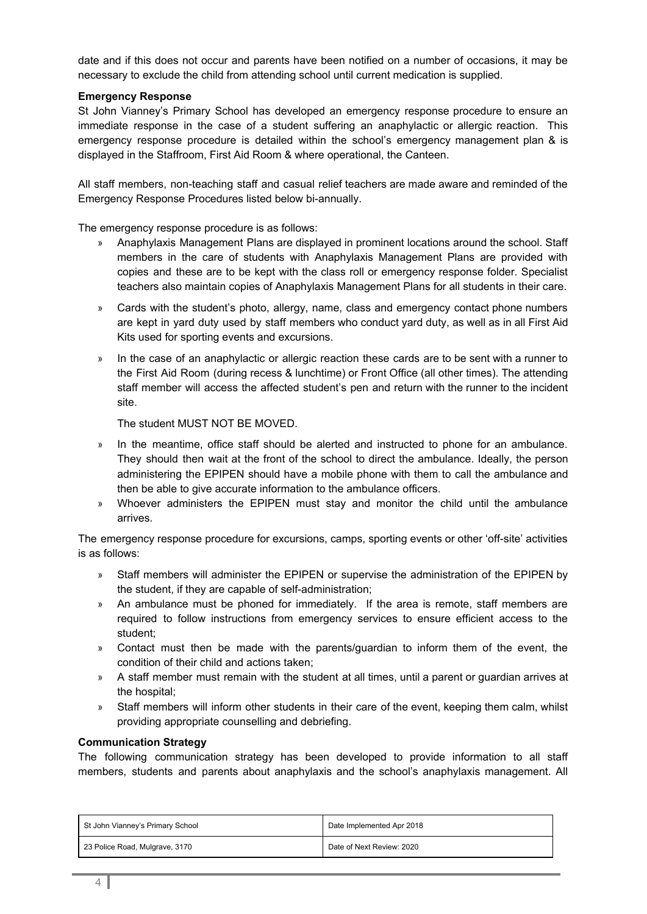date and if this does not occur and parents have been notified on a number of occasions, it may be necessary to exclude the child from attending school until current medication is supplied.

**Emergency Response**

St John Vianney's Primary School has developed an emergency response procedure to ensure an immediate response in the case of a student suffering an anaphylactic or allergic reaction. This emergency response procedure is detailed within the school's emergency management plan & is displayed in the Staffroom, First Aid Room & where operational, the Canteen.

All staff members, non-teaching staff and casual relief teachers are made aware and reminded of the Emergency Response Procedures listed below bi-annually.

The emergency response procedure is as follows:

- Anaphylaxis Management Plans are displayed in prominent locations around the school. Staff members in the care of students with Anaphylaxis Management Plans are provided with copies and these are to be kept with the class roll or emergency response folder. Specialist teachers also maintain copies of Anaphylaxis Management Plans for all students in their care.
- Cards with the student's photo, allergy, name, class and emergency contact phone numbers are kept in yard duty used by staff members who conduct yard duty, as well as in all First Aid Kits used for sporting events and excursions.
- In the case of an anaphylactic or allergic reaction these cards are to be sent with a runner to the First Aid Room (during recess & lunchtime) or Front Office (all other times). The attending staff member will access the affected student's pen and return with the runner to the incident site.

  The student MUST NOT BE MOVED.

- In the meantime, office staff should be alerted and instructed to phone for an ambulance. They should then wait at the front of the school to direct the ambulance. Ideally, the person administering the EPIPEN should have a mobile phone with them to call the ambulance and then be able to give accurate information to the ambulance officers.
- Whoever administers the EPIPEN must stay and monitor the child until the ambulance arrives.

The emergency response procedure for excursions, camps, sporting events or other 'off-site' activities is as follows:

- Staff members will administer the EPIPEN or supervise the administration of the EPIPEN by the student, if they are capable of self-administration;
- An ambulance must be phoned for immediately. If the area is remote, staff members are required to follow instructions from emergency services to ensure efficient access to the student;
- Contact must then be made with the parents/guardian to inform them of the event, the condition of their child and actions taken;
- A staff member must remain with the student at all times, until a parent or guardian arrives at the hospital;
- Staff members will inform other students in their care of the event, keeping them calm, whilst providing appropriate counselling and debriefing.

**Communication Strategy**

The following communication strategy has been developed to provide information to all staff members, students and parents about anaphylaxis and the school's anaphylaxis management. All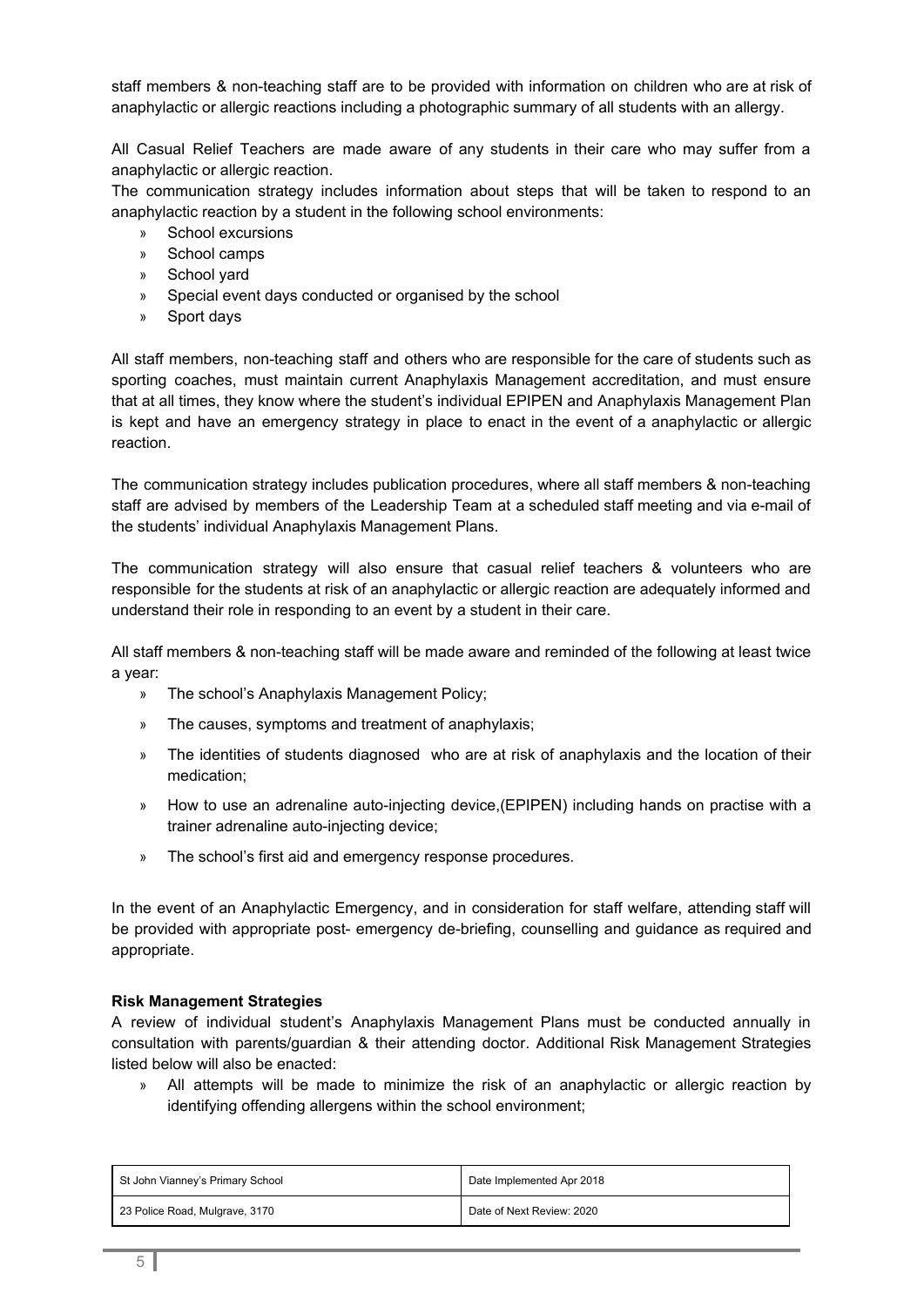staff members & non-teaching staff are to be provided with information on children who are at risk of anaphylactic or allergic reactions including a photographic summary of all students with an allergy.

All Casual Relief Teachers are made aware of any students in their care who may suffer from a anaphylactic or allergic reaction.
The communication strategy includes information about steps that will be taken to respond to an anaphylactic reaction by a student in the following school environments:

- School excursions
- School camps
- School yard
- Special event days conducted or organised by the school
- Sport days

All staff members, non-teaching staff and others who are responsible for the care of students such as sporting coaches, must maintain current Anaphylaxis Management accreditation, and must ensure that at all times, they know where the student's individual EPIPEN and Anaphylaxis Management Plan is kept and have an emergency strategy in place to enact in the event of a anaphylactic or allergic reaction.

The communication strategy includes publication procedures, where all staff members & non-teaching staff are advised by members of the Leadership Team at a scheduled staff meeting and via e-mail of the students' individual Anaphylaxis Management Plans.

The communication strategy will also ensure that casual relief teachers & volunteers who are responsible for the students at risk of an anaphylactic or allergic reaction are adequately informed and understand their role in responding to an event by a student in their care.

All staff members & non-teaching staff will be made aware and reminded of the following at least twice a year:

- The school's Anaphylaxis Management Policy;
- The causes, symptoms and treatment of anaphylaxis;
- The identities of students diagnosed who are at risk of anaphylaxis and the location of their medication;
- How to use an adrenaline auto-injecting device,(EPIPEN) including hands on practise with a trainer adrenaline auto-injecting device;
- The school's first aid and emergency response procedures.

In the event of an Anaphylactic Emergency, and in consideration for staff welfare, attending staff will be provided with appropriate post- emergency de-briefing, counselling and guidance as required and appropriate.

**Risk Management Strategies**
A review of individual student's Anaphylaxis Management Plans must be conducted annually in consultation with parents/guardian & their attending doctor. Additional Risk Management Strategies listed below will also be enacted:

- All attempts will be made to minimize the risk of an anaphylactic or allergic reaction by identifying offending allergens within the school environment;

| St John Vianney's Primary School | Date Implemented Apr 2018 |
|---|---|
| 23 Police Road, Mulgrave, 3170 | Date of Next Review: 2020 |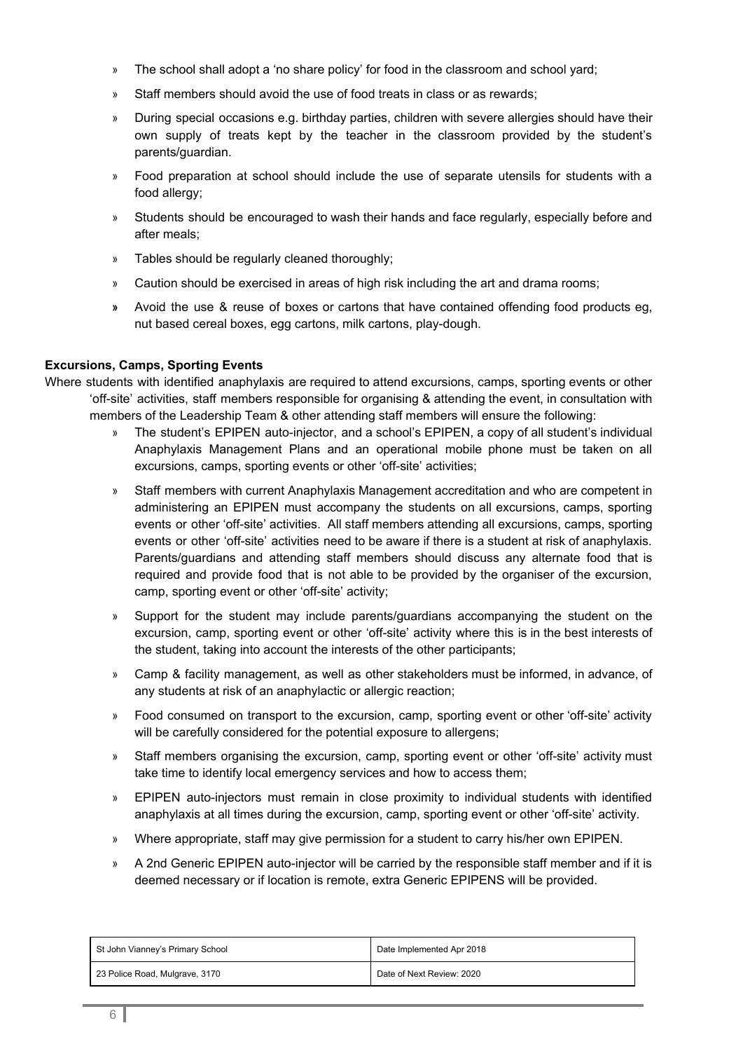- The school shall adopt a 'no share policy' for food in the classroom and school yard;
- Staff members should avoid the use of food treats in class or as rewards;
- During special occasions e.g. birthday parties, children with severe allergies should have their own supply of treats kept by the teacher in the classroom provided by the student's parents/guardian.
- Food preparation at school should include the use of separate utensils for students with a food allergy;
- Students should be encouraged to wash their hands and face regularly, especially before and after meals;
- Tables should be regularly cleaned thoroughly;
- Caution should be exercised in areas of high risk including the art and drama rooms;
- Avoid the use & reuse of boxes or cartons that have contained offending food products eg, nut based cereal boxes, egg cartons, milk cartons, play-dough.

**Excursions, Camps, Sporting Events**

Where students with identified anaphylaxis are required to attend excursions, camps, sporting events or other 'off-site' activities, staff members responsible for organising & attending the event, in consultation with members of the Leadership Team & other attending staff members will ensure the following:

- The student's EPIPEN auto-injector, and a school's EPIPEN, a copy of all student's individual Anaphylaxis Management Plans and an operational mobile phone must be taken on all excursions, camps, sporting events or other 'off-site' activities;
- Staff members with current Anaphylaxis Management accreditation and who are competent in administering an EPIPEN must accompany the students on all excursions, camps, sporting events or other 'off-site' activities. All staff members attending all excursions, camps, sporting events or other 'off-site' activities need to be aware if there is a student at risk of anaphylaxis. Parents/guardians and attending staff members should discuss any alternate food that is required and provide food that is not able to be provided by the organiser of the excursion, camp, sporting event or other 'off-site' activity;
- Support for the student may include parents/guardians accompanying the student on the excursion, camp, sporting event or other 'off-site' activity where this is in the best interests of the student, taking into account the interests of the other participants;
- Camp & facility management, as well as other stakeholders must be informed, in advance, of any students at risk of an anaphylactic or allergic reaction;
- Food consumed on transport to the excursion, camp, sporting event or other 'off-site' activity will be carefully considered for the potential exposure to allergens;
- Staff members organising the excursion, camp, sporting event or other 'off-site' activity must take time to identify local emergency services and how to access them;
- EPIPEN auto-injectors must remain in close proximity to individual students with identified anaphylaxis at all times during the excursion, camp, sporting event or other 'off-site' activity.
- Where appropriate, staff may give permission for a student to carry his/her own EPIPEN.
- A 2nd Generic EPIPEN auto-injector will be carried by the responsible staff member and if it is deemed necessary or if location is remote, extra Generic EPIPENS will be provided.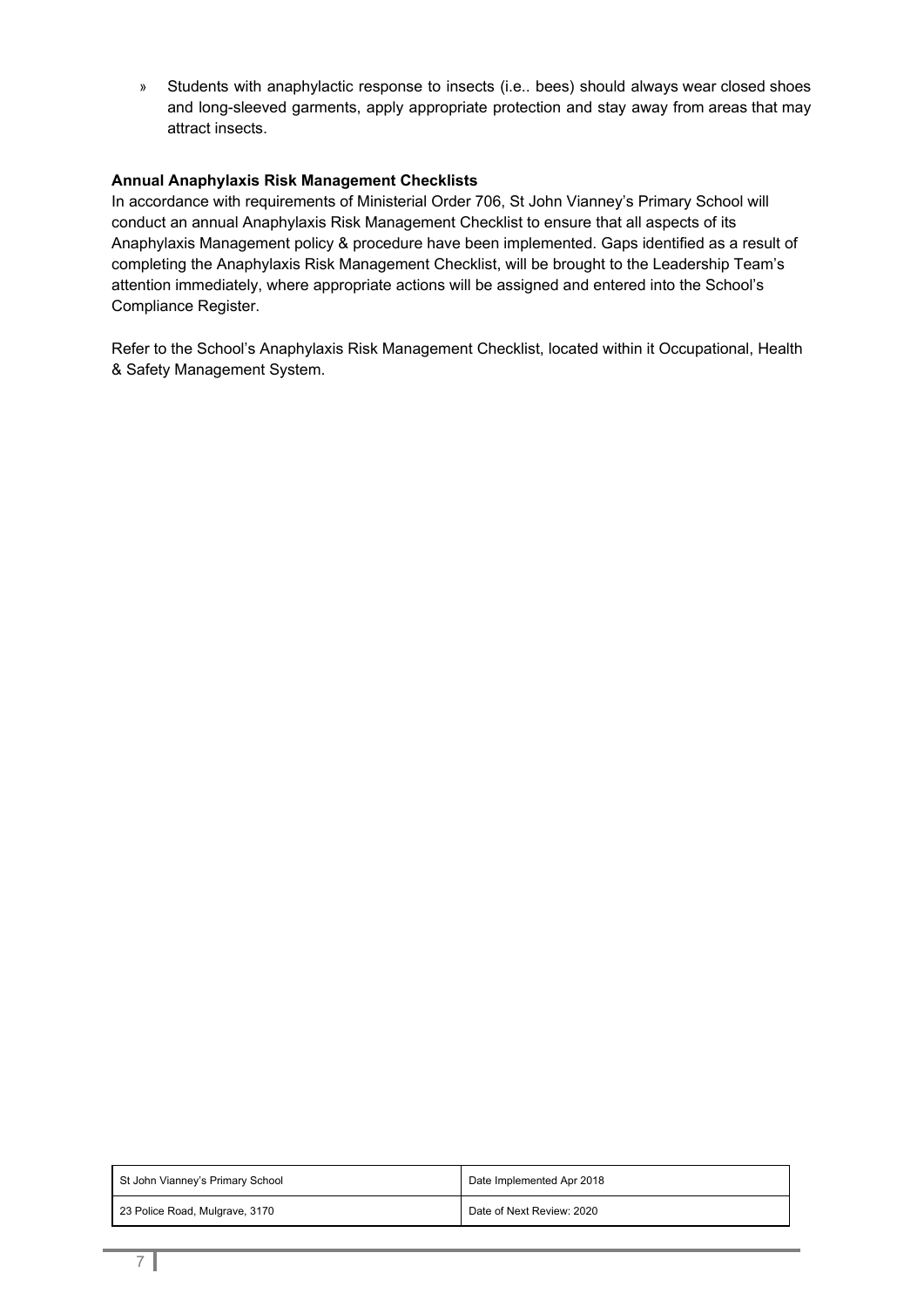- Students with anaphylactic response to insects (i.e.. bees) should always wear closed shoes and long-sleeved garments, apply appropriate protection and stay away from areas that may attract insects.

**Annual Anaphylaxis Risk Management Checklists**

In accordance with requirements of Ministerial Order 706, St John Vianney's Primary School will conduct an annual Anaphylaxis Risk Management Checklist to ensure that all aspects of its Anaphylaxis Management policy & procedure have been implemented. Gaps identified as a result of completing the Anaphylaxis Risk Management Checklist, will be brought to the Leadership Team's attention immediately, where appropriate actions will be assigned and entered into the School's Compliance Register.

Refer to the School's Anaphylaxis Risk Management Checklist, located within it Occupational, Health & Safety Management System.

| | |
|---|---|
| St John Vianney's Primary School | Date Implemented Apr 2018 |
| 23 Police Road, Mulgrave, 3170 | Date of Next Review: 2020 |